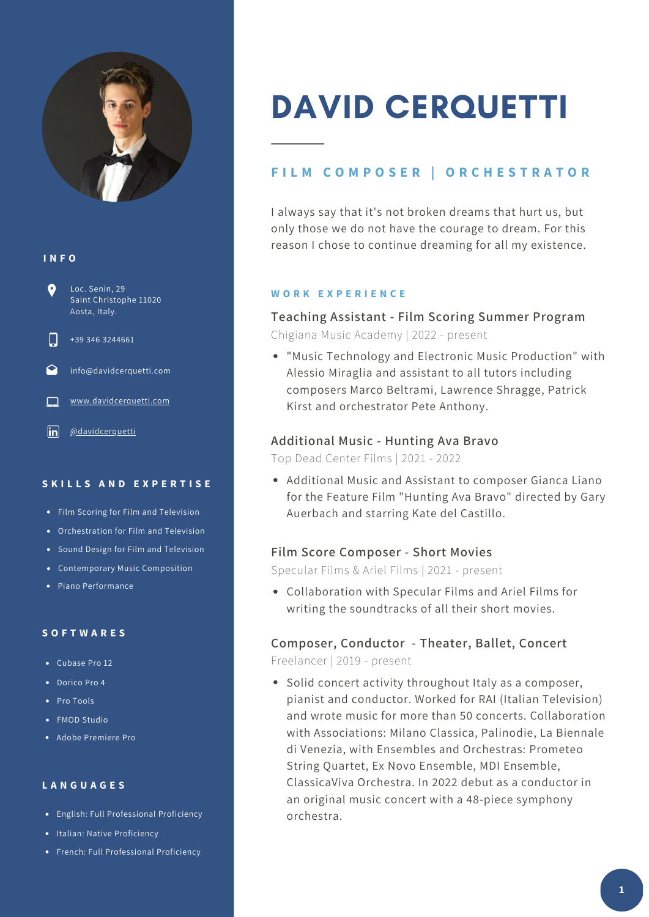# DAVID CERQUETTI

## FILM COMPOSER | ORCHESTRATOR

I always say that it's not broken dreams that hurt us, but only those we do not have the courage to dream. For this reason I chose to continue dreaming for all my existence.

## INFO

Loc. Senin, 29
Saint Christophe 11020
Aosta, Italy.

+39 346 3244661

info@davidcerquetti.com

www.davidcerquetti.com

@davidcerquetti

## SKILLS AND EXPERTISE

- Film Scoring for Film and Television
- Orchestration for Film and Television
- Sound Design for Film and Television
- Contemporary Music Composition
- Piano Performance

## SOFTWARES

- Cubase Pro 12
- Dorico Pro 4
- Pro Tools
- FMOD Studio
- Adobe Premiere Pro

## LANGUAGES

- English: Full Professional Proficiency
- Italian: Native Proficiency
- French: Full Professional Proficiency

## WORK EXPERIENCE

### Teaching Assistant - Film Scoring Summer Program

Chigiana Music Academy | 2022 - present

- "Music Technology and Electronic Music Production" with Alessio Miraglia and assistant to all tutors including composers Marco Beltrami, Lawrence Shragge, Patrick Kirst and orchestrator Pete Anthony.

### Additional Music - Hunting Ava Bravo

Top Dead Center Films | 2021 - 2022

- Additional Music and Assistant to composer Gianca Liano for the Feature Film "Hunting Ava Bravo" directed by Gary Auerbach and starring Kate del Castillo.

### Film Score Composer - Short Movies

Specular Films & Ariel Films | 2021 - present

- Collaboration with Specular Films and Ariel Films for writing the soundtracks of all their short movies.

### Composer, Conductor - Theater, Ballet, Concert

Freelancer | 2019 - present

- Solid concert activity throughout Italy as a composer, pianist and conductor. Worked for RAI (Italian Television) and wrote music for more than 50 concerts. Collaboration with Associations: Milano Classica, Palinodie, La Biennale di Venezia, with Ensembles and Orchestras: Prometeo String Quartet, Ex Novo Ensemble, MDI Ensemble, ClassicaViva Orchestra. In 2022 debut as a conductor in an original music concert with a 48-piece symphony orchestra.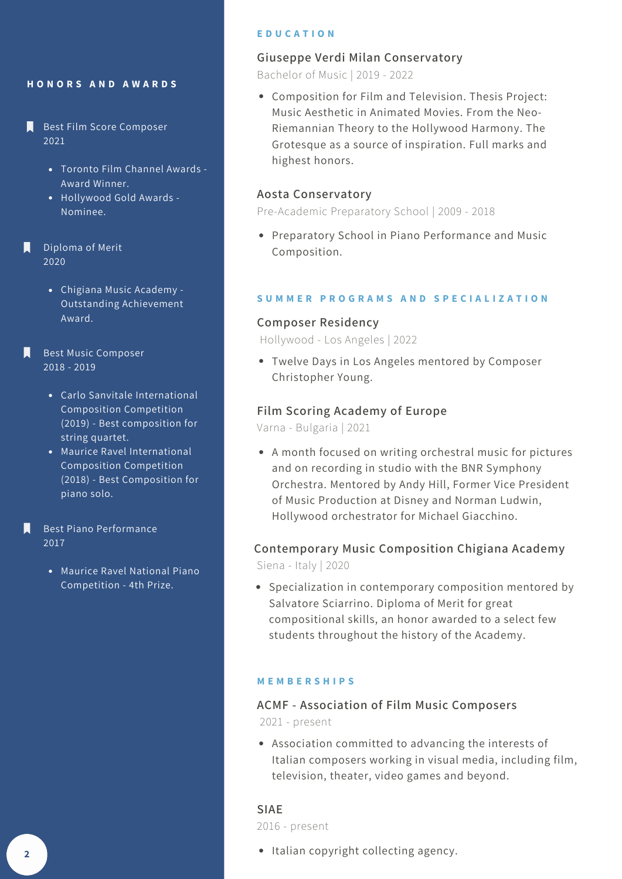## HONORS AND AWARDS

**Best Film Score Composer**
2021

- Toronto Film Channel Awards - Award Winner.
- Hollywood Gold Awards - Nominee.

**Diploma of Merit**
2020

- Chigiana Music Academy - Outstanding Achievement Award.

**Best Music Composer**
2018 - 2019

- Carlo Sanvitale International Composition Competition (2019) - Best composition for string quartet.
- Maurice Ravel International Composition Competition (2018) - Best Composition for piano solo.

**Best Piano Performance**
2017

- Maurice Ravel National Piano Competition - 4th Prize.

## EDUCATION

### Giuseppe Verdi Milan Conservatory

Bachelor of Music | 2019 - 2022

- Composition for Film and Television. Thesis Project: Music Aesthetic in Animated Movies. From the Neo-Riemannian Theory to the Hollywood Harmony. The Grotesque as a source of inspiration. Full marks and highest honors.

### Aosta Conservatory

Pre-Academic Preparatory School | 2009 - 2018

- Preparatory School in Piano Performance and Music Composition.

## SUMMER PROGRAMS AND SPECIALIZATION

### Composer Residency

Hollywood - Los Angeles | 2022

- Twelve Days in Los Angeles mentored by Composer Christopher Young.

### Film Scoring Academy of Europe

Varna - Bulgaria | 2021

- A month focused on writing orchestral music for pictures and on recording in studio with the BNR Symphony Orchestra. Mentored by Andy Hill, Former Vice President of Music Production at Disney and Norman Ludwin, Hollywood orchestrator for Michael Giacchino.

### Contemporary Music Composition Chigiana Academy

Siena - Italy | 2020

- Specialization in contemporary composition mentored by Salvatore Sciarrino. Diploma of Merit for great compositional skills, an honor awarded to a select few students throughout the history of the Academy.

## MEMBERSHIPS

### ACMF - Association of Film Music Composers

2021 - present

- Association committed to advancing the interests of Italian composers working in visual media, including film, television, theater, video games and beyond.

### SIAE

2016 - present

- Italian copyright collecting agency.